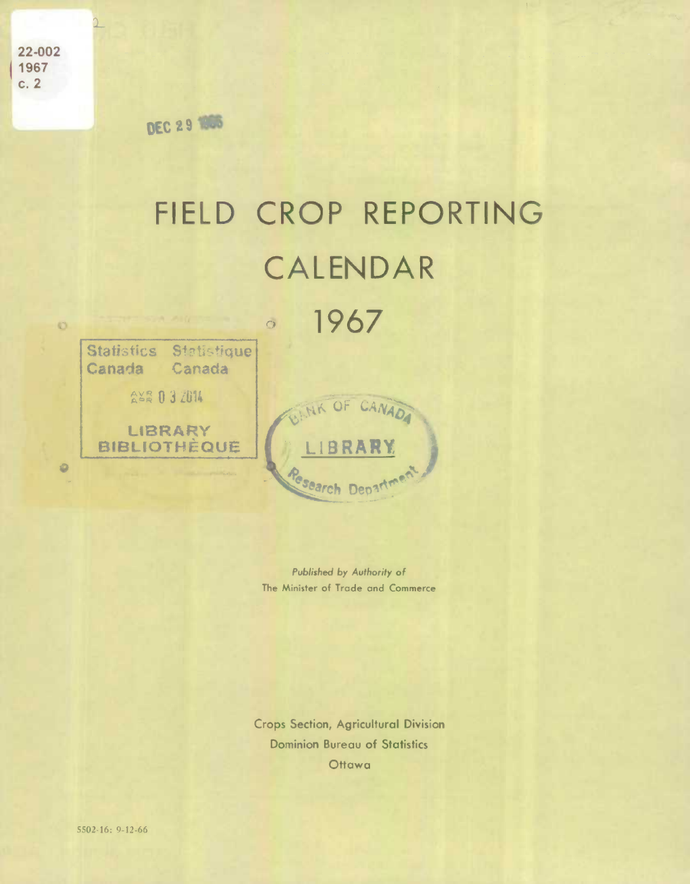22-002
1967
c. 2

DEC 29 1966

# FIELD CROP REPORTING CALENDAR

# 1967

Statistics Canada Statistique Canada

AVR 03 2014

LIBRARY
BIBLIOTHÈQUE

BANK OF CANADA
LIBRARY
Research Department

*Published by Authority of*
The Minister of Trade and Commerce

Crops Section, Agricultural Division
Dominion Bureau of Statistics
Ottawa

5502-16: 9-12-66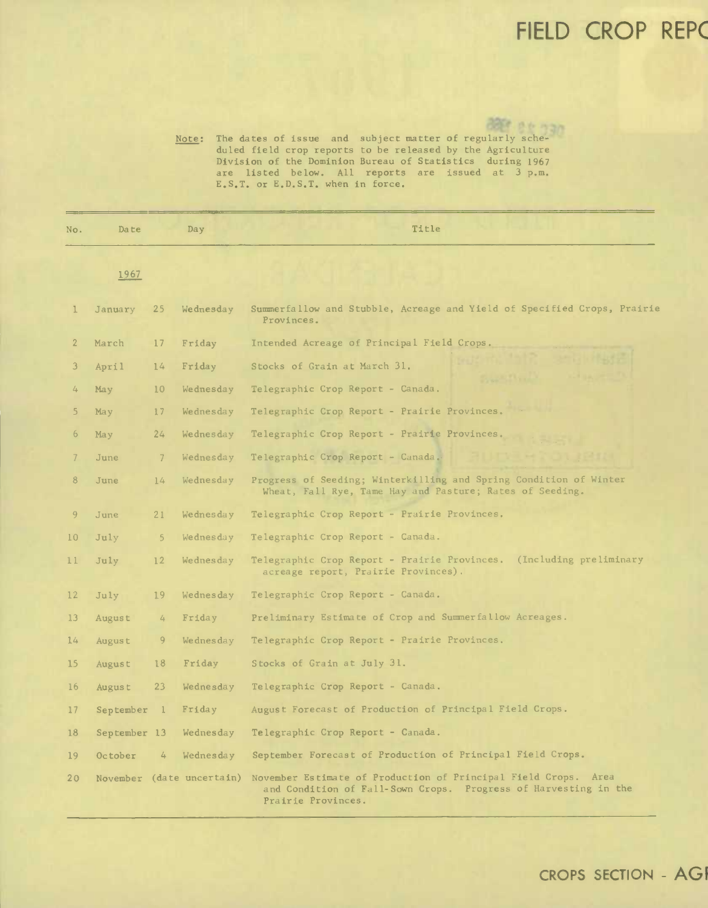# FIELD CROP REPO

Note: The dates of issue and subject matter of regularly scheduled field crop reports to be released by the Agriculture Division of the Dominion Bureau of Statistics during 1967 are listed below. All reports are issued at 3 p.m. E.S.T. or E.D.S.T. when in force.

| No. | Date | | Day | Title |
|---|---|---|---|---|
| | 1967 | | | |
| 1 | January | 25 | Wednesday | Summerfallow and Stubble, Acreage and Yield of Specified Crops, Prairie Provinces. |
| 2 | March | 17 | Friday | Intended Acreage of Principal Field Crops. |
| 3 | April | 14 | Friday | Stocks of Grain at March 31. |
| 4 | May | 10 | Wednesday | Telegraphic Crop Report - Canada. |
| 5 | May | 17 | Wednesday | Telegraphic Crop Report - Prairie Provinces. |
| 6 | May | 24 | Wednesday | Telegraphic Crop Report - Prairie Provinces. |
| 7 | June | 7 | Wednesday | Telegraphic Crop Report - Canada. |
| 8 | June | 14 | Wednesday | Progress of Seeding; Winterkilling and Spring Condition of Winter Wheat, Fall Rye, Tame Hay and Pasture; Rates of Seeding. |
| 9 | June | 21 | Wednesday | Telegraphic Crop Report - Prairie Provinces. |
| 10 | July | 5 | Wednesday | Telegraphic Crop Report - Canada. |
| 11 | July | 12 | Wednesday | Telegraphic Crop Report - Prairie Provinces. (Including preliminary acreage report, Prairie Provinces). |
| 12 | July | 19 | Wednesday | Telegraphic Crop Report - Canada. |
| 13 | August | 4 | Friday | Preliminary Estimate of Crop and Summerfallow Acreages. |
| 14 | August | 9 | Wednesday | Telegraphic Crop Report - Prairie Provinces. |
| 15 | August | 18 | Friday | Stocks of Grain at July 31. |
| 16 | August | 23 | Wednesday | Telegraphic Crop Report - Canada. |
| 17 | September | 1 | Friday | August Forecast of Production of Principal Field Crops. |
| 18 | September | 13 | Wednesday | Telegraphic Crop Report - Canada. |
| 19 | October | 4 | Wednesday | September Forecast of Production of Principal Field Crops. |
| 20 | November | (date uncertain) | | November Estimate of Production of Principal Field Crops. Area and Condition of Fall-Sown Crops. Progress of Harvesting in the Prairie Provinces. |

CROPS SECTION - AGI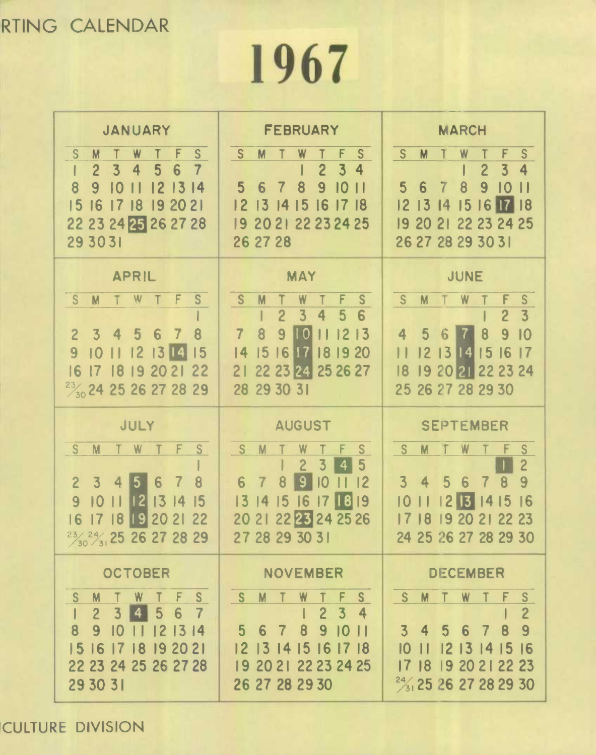RTING CALENDAR

# 1967

## JANUARY

| S | M | T | W | T | F | S |
|---|---|---|---|---|---|---|
| 1 | 2 | 3 | 4 | 5 | 6 | 7 |
| 8 | 9 | 10 | 11 | 12 | 13 | 14 |
| 15 | 16 | 17 | 18 | 19 | 20 | 21 |
| 22 | 23 | 24 | **25** | 26 | 27 | 28 |
| 29 | 30 | 31 | | | | |

## FEBRUARY

| S | M | T | W | T | F | S |
|---|---|---|---|---|---|---|
| | | | 1 | 2 | 3 | 4 |
| 5 | 6 | 7 | 8 | 9 | 10 | 11 |
| 12 | 13 | 14 | 15 | 16 | 17 | 18 |
| 19 | 20 | 21 | 22 | 23 | 24 | 25 |
| 26 | 27 | 28 | | | | |

## MARCH

| S | M | T | W | T | F | S |
|---|---|---|---|---|---|---|
| | | | 1 | 2 | 3 | 4 |
| 5 | 6 | 7 | 8 | 9 | 10 | 11 |
| 12 | 13 | 14 | 15 | 16 | **17** | 18 |
| 19 | 20 | 21 | 22 | 23 | 24 | 25 |
| 26 | 27 | 28 | 29 | 30 | 31 | |

## APRIL

| S | M | T | W | T | F | S |
|---|---|---|---|---|---|---|
| | | | | | | 1 |
| 2 | 3 | 4 | 5 | 6 | 7 | 8 |
| 9 | 10 | 11 | 12 | 13 | **14** | 15 |
| 16 | 17 | 18 | 19 | 20 | 21 | 22 |
| 23/30 | 24 | 25 | 26 | 27 | 28 | 29 |

## MAY

| S | M | T | W | T | F | S |
|---|---|---|---|---|---|---|
| | 1 | 2 | 3 | 4 | 5 | 6 |
| 7 | 8 | 9 | **10** | 11 | 12 | 13 |
| 14 | 15 | 16 | **17** | 18 | 19 | 20 |
| 21 | 22 | 23 | **24** | 25 | 26 | 27 |
| 28 | 29 | 30 | 31 | | | |

## JUNE

| S | M | T | W | T | F | S |
|---|---|---|---|---|---|---|
| | | | | 1 | 2 | 3 |
| 4 | 5 | 6 | **7** | 8 | 9 | 10 |
| 11 | 12 | 13 | **14** | 15 | 16 | 17 |
| 18 | 19 | 20 | **21** | 22 | 23 | 24 |
| 25 | 26 | 27 | 28 | 29 | 30 | |

## JULY

| S | M | T | W | T | F | S |
|---|---|---|---|---|---|---|
| | | | | | | 1 |
| 2 | 3 | 4 | **5** | 6 | 7 | 8 |
| 9 | 10 | 11 | **12** | 13 | 14 | 15 |
| 16 | 17 | 18 | **19** | 20 | 21 | 22 |
| 23/30 | 24/31 | 25 | 26 | 27 | 28 | 29 |

## AUGUST

| S | M | T | W | T | F | S |
|---|---|---|---|---|---|---|
| | | 1 | 2 | 3 | **4** | 5 |
| 6 | 7 | 8 | **9** | 10 | 11 | 12 |
| 13 | 14 | 15 | 16 | 17 | **18** | 19 |
| 20 | 21 | 22 | **23** | 24 | 25 | 26 |
| 27 | 28 | 29 | 30 | 31 | | |

## SEPTEMBER

| S | M | T | W | T | F | S |
|---|---|---|---|---|---|---|
| | | | | | **1** | 2 |
| 3 | 4 | 5 | 6 | 7 | 8 | 9 |
| 10 | 11 | 12 | **13** | 14 | 15 | 16 |
| 17 | 18 | 19 | 20 | 21 | 22 | 23 |
| 24 | 25 | 26 | 27 | 28 | 29 | 30 |

## OCTOBER

| S | M | T | W | T | F | S |
|---|---|---|---|---|---|---|
| 1 | 2 | 3 | **4** | 5 | 6 | 7 |
| 8 | 9 | 10 | 11 | 12 | 13 | 14 |
| 15 | 16 | 17 | 18 | 19 | 20 | 21 |
| 22 | 23 | 24 | 25 | 26 | 27 | 28 |
| 29 | 30 | 31 | | | | |

## NOVEMBER

| S | M | T | W | T | F | S |
|---|---|---|---|---|---|---|
| | | | 1 | 2 | 3 | 4 |
| 5 | 6 | 7 | 8 | 9 | 10 | 11 |
| 12 | 13 | 14 | 15 | 16 | 17 | 18 |
| 19 | 20 | 21 | 22 | 23 | 24 | 25 |
| 26 | 27 | 28 | 29 | 30 | | |

## DECEMBER

| S | M | T | W | T | F | S |
|---|---|---|---|---|---|---|
| | | | | | 1 | 2 |
| 3 | 4 | 5 | 6 | 7 | 8 | 9 |
| 10 | 11 | 12 | 13 | 14 | 15 | 16 |
| 17 | 18 | 19 | 20 | 21 | 22 | 23 |
| 24/31 | 25 | 26 | 27 | 28 | 29 | 30 |

CULTURE DIVISION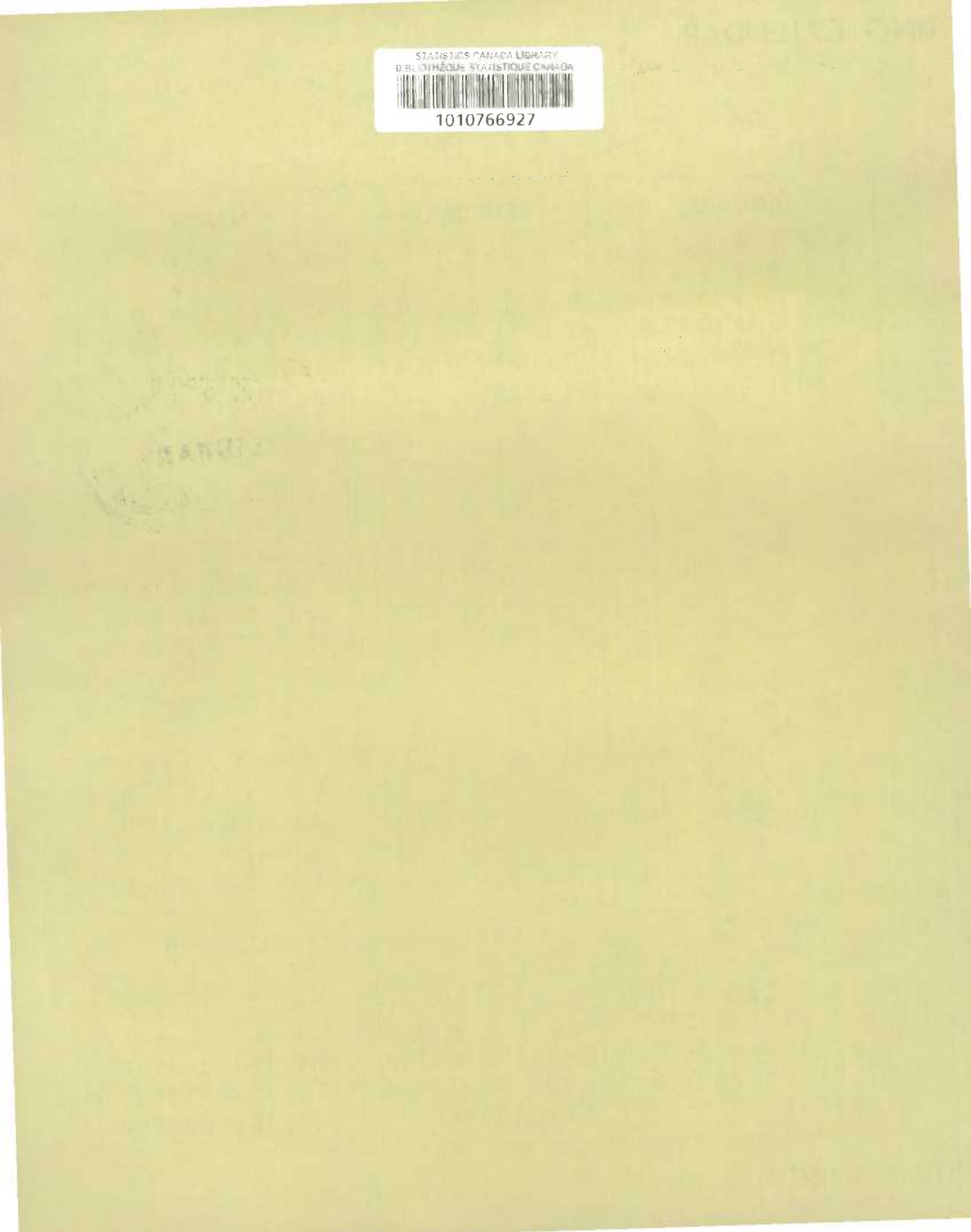STATISTICS CANADA LIBRARY
BIBLIOTHÈQUE STATISTIQUE CANADA

1010766927